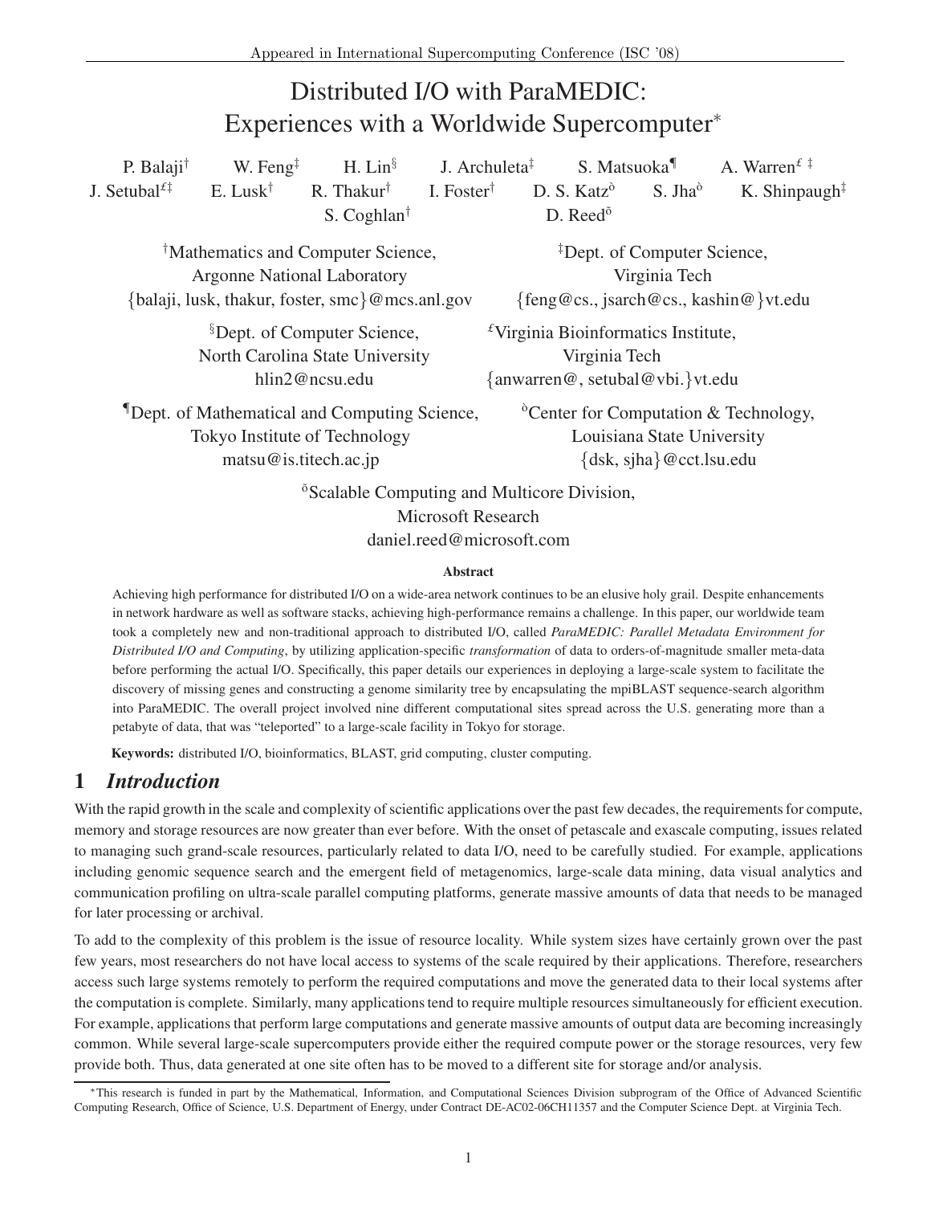Appeared in International Supercomputing Conference (ISC '08)

# Distributed I/O with ParaMEDIC: Experiences with a Worldwide Supercomputer*

P. Balaji[†] W. Feng[‡] H. Lin[§] J. Archuleta[‡] S. Matsuoka[¶] A. Warren[£ ‡]
J. Setubal[£‡] E. Lusk[†] R. Thakur[†] I. Foster[†] D. S. Katz[ò] S. Jha[ò] K. Shinpaugh[‡]
S. Coghlan[†] D. Reed[õ]

[†]Mathematics and Computer Science, Argonne National Laboratory
{balaji, lusk, thakur, foster, smc}@mcs.anl.gov

[‡]Dept. of Computer Science, Virginia Tech
{feng@cs., jsarch@cs., kashin@}vt.edu

[§]Dept. of Computer Science, North Carolina State University
hlin2@ncsu.edu

[£]Virginia Bioinformatics Institute, Virginia Tech
{anwarren@, setubal@vbi.}vt.edu

[¶]Dept. of Mathematical and Computing Science, Tokyo Institute of Technology
matsu@is.titech.ac.jp

[ò]Center for Computation & Technology, Louisiana State University
{dsk, sjha}@cct.lsu.edu

[õ]Scalable Computing and Multicore Division, Microsoft Research
daniel.reed@microsoft.com

**Abstract**

Achieving high performance for distributed I/O on a wide-area network continues to be an elusive holy grail. Despite enhancements in network hardware as well as software stacks, achieving high-performance remains a challenge. In this paper, our worldwide team took a completely new and non-traditional approach to distributed I/O, called *ParaMEDIC: Parallel Metadata Environment for Distributed I/O and Computing*, by utilizing application-specific *transformation* of data to orders-of-magnitude smaller meta-data before performing the actual I/O. Specifically, this paper details our experiences in deploying a large-scale system to facilitate the discovery of missing genes and constructing a genome similarity tree by encapsulating the mpiBLAST sequence-search algorithm into ParaMEDIC. The overall project involved nine different computational sites spread across the U.S. generating more than a petabyte of data, that was "teleported" to a large-scale facility in Tokyo for storage.

**Keywords:** distributed I/O, bioinformatics, BLAST, grid computing, cluster computing.

## 1 *Introduction*

With the rapid growth in the scale and complexity of scientific applications over the past few decades, the requirements for compute, memory and storage resources are now greater than ever before. With the onset of petascale and exascale computing, issues related to managing such grand-scale resources, particularly related to data I/O, need to be carefully studied. For example, applications including genomic sequence search and the emergent field of metagenomics, large-scale data mining, data visual analytics and communication profiling on ultra-scale parallel computing platforms, generate massive amounts of data that needs to be managed for later processing or archival.

To add to the complexity of this problem is the issue of resource locality. While system sizes have certainly grown over the past few years, most researchers do not have local access to systems of the scale required by their applications. Therefore, researchers access such large systems remotely to perform the required computations and move the generated data to their local systems after the computation is complete. Similarly, many applications tend to require multiple resources simultaneously for efficient execution. For example, applications that perform large computations and generate massive amounts of output data are becoming increasingly common. While several large-scale supercomputers provide either the required compute power or the storage resources, very few provide both. Thus, data generated at one site often has to be moved to a different site for storage and/or analysis.

*This research is funded in part by the Mathematical, Information, and Computational Sciences Division subprogram of the Office of Advanced Scientific Computing Research, Office of Science, U.S. Department of Energy, under Contract DE-AC02-06CH11357 and the Computer Science Dept. at Virginia Tech.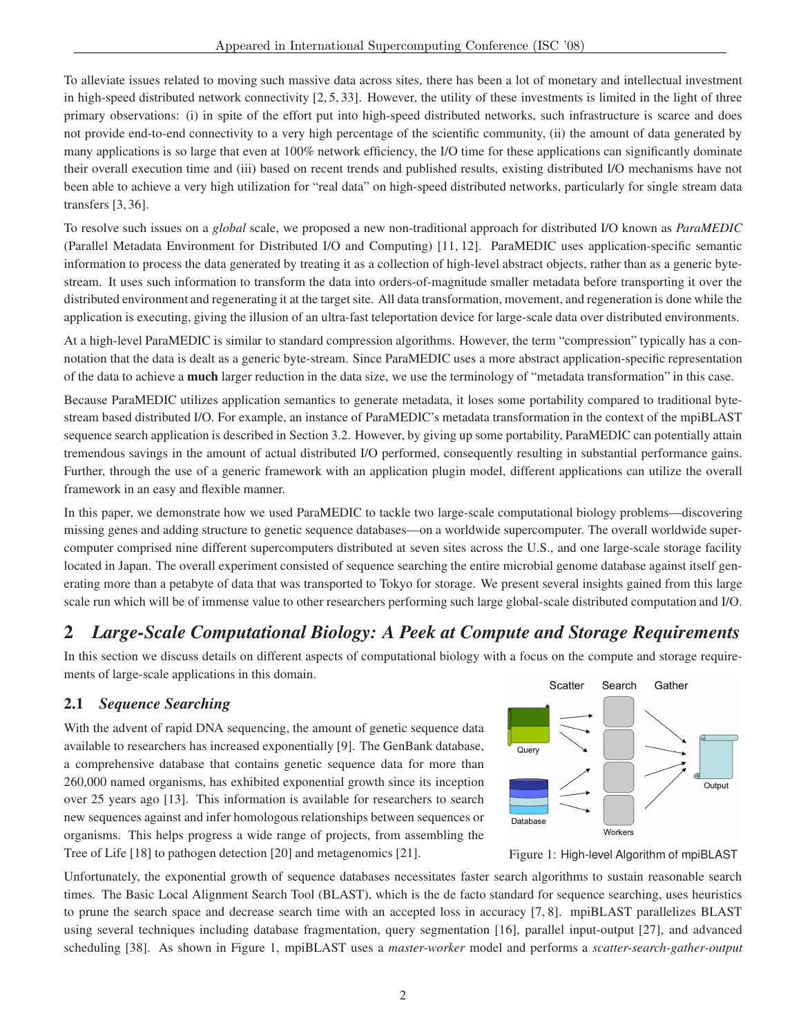To alleviate issues related to moving such massive data across sites, there has been a lot of monetary and intellectual investment in high-speed distributed network connectivity [2, 5, 33]. However, the utility of these investments is limited in the light of three primary observations: (i) in spite of the effort put into high-speed distributed networks, such infrastructure is scarce and does not provide end-to-end connectivity to a very high percentage of the scientific community, (ii) the amount of data generated by many applications is so large that even at 100% network efficiency, the I/O time for these applications can significantly dominate their overall execution time and (iii) based on recent trends and published results, existing distributed I/O mechanisms have not been able to achieve a very high utilization for "real data" on high-speed distributed networks, particularly for single stream data transfers [3, 36].

To resolve such issues on a *global* scale, we proposed a new non-traditional approach for distributed I/O known as *ParaMEDIC* (Parallel Metadata Environment for Distributed I/O and Computing) [11, 12]. ParaMEDIC uses application-specific semantic information to process the data generated by treating it as a collection of high-level abstract objects, rather than as a generic byte-stream. It uses such information to transform the data into orders-of-magnitude smaller metadata before transporting it over the distributed environment and regenerating it at the target site. All data transformation, movement, and regeneration is done while the application is executing, giving the illusion of an ultra-fast teleportation device for large-scale data over distributed environments.

At a high-level ParaMEDIC is similar to standard compression algorithms. However, the term "compression" typically has a connotation that the data is dealt as a generic byte-stream. Since ParaMEDIC uses a more abstract application-specific representation of the data to achieve a **much** larger reduction in the data size, we use the terminology of "metadata transformation" in this case.

Because ParaMEDIC utilizes application semantics to generate metadata, it loses some portability compared to traditional byte-stream based distributed I/O. For example, an instance of ParaMEDIC's metadata transformation in the context of the mpiBLAST sequence search application is described in Section 3.2. However, by giving up some portability, ParaMEDIC can potentially attain tremendous savings in the amount of actual distributed I/O performed, consequently resulting in substantial performance gains. Further, through the use of a generic framework with an application plugin model, different applications can utilize the overall framework in an easy and flexible manner.

In this paper, we demonstrate how we used ParaMEDIC to tackle two large-scale computational biology problems—discovering missing genes and adding structure to genetic sequence databases—on a worldwide supercomputer. The overall worldwide supercomputer comprised nine different supercomputers distributed at seven sites across the U.S., and one large-scale storage facility located in Japan. The overall experiment consisted of sequence searching the entire microbial genome database against itself generating more than a petabyte of data that was transported to Tokyo for storage. We present several insights gained from this large scale run which will be of immense value to other researchers performing such large global-scale distributed computation and I/O.

## 2 *Large-Scale Computational Biology: A Peek at Compute and Storage Requirements*

In this section we discuss details on different aspects of computational biology with a focus on the compute and storage requirements of large-scale applications in this domain.

### 2.1 *Sequence Searching*

With the advent of rapid DNA sequencing, the amount of genetic sequence data available to researchers has increased exponentially [9]. The GenBank database, a comprehensive database that contains genetic sequence data for more than 260,000 named organisms, has exhibited exponential growth since its inception over 25 years ago [13]. This information is available for researchers to search new sequences against and infer homologous relationships between sequences or organisms. This helps progress a wide range of projects, from assembling the Tree of Life [18] to pathogen detection [20] and metagenomics [21].

Figure 1: High-level Algorithm of mpiBLAST

Unfortunately, the exponential growth of sequence databases necessitates faster search algorithms to sustain reasonable search times. The Basic Local Alignment Search Tool (BLAST), which is the de facto standard for sequence searching, uses heuristics to prune the search space and decrease search time with an accepted loss in accuracy [7, 8]. mpiBLAST parallelizes BLAST using several techniques including database fragmentation, query segmentation [16], parallel input-output [27], and advanced scheduling [38]. As shown in Figure 1, mpiBLAST uses a *master-worker* model and performs a *scatter-search-gather-output*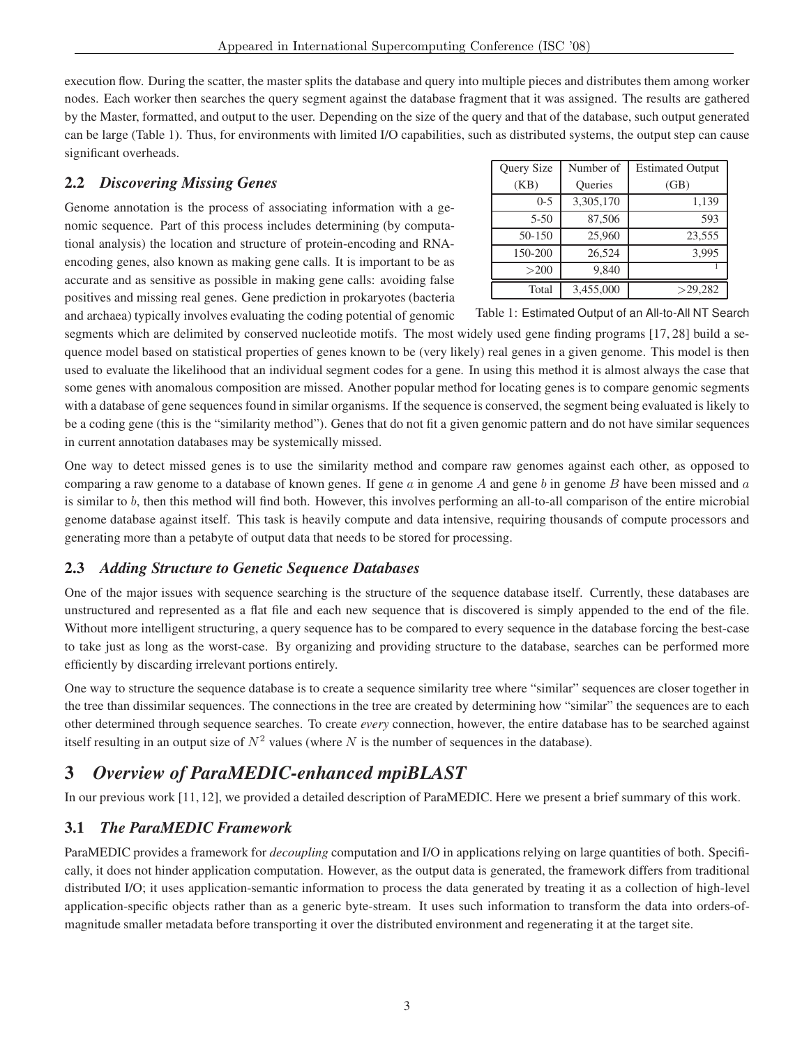execution flow. During the scatter, the master splits the database and query into multiple pieces and distributes them among worker nodes. Each worker then searches the query segment against the database fragment that it was assigned. The results are gathered by the Master, formatted, and output to the user. Depending on the size of the query and that of the database, such output generated can be large (Table 1). Thus, for environments with limited I/O capabilities, such as distributed systems, the output step can cause significant overheads.

| Query Size (KB) | Number of Queries | Estimated Output (GB) |
|---|---|---|
| 0-5 | 3,305,170 | 1,139 |
| 5-50 | 87,506 | 593 |
| 50-150 | 25,960 | 23,555 |
| 150-200 | 26,524 | 3,995 |
| >200 | 9,840 | [1] |
| Total | 3,455,000 | >29,282 |

Table 1: Estimated Output of an All-to-All NT Search

## 2.2 *Discovering Missing Genes*

Genome annotation is the process of associating information with a genomic sequence. Part of this process includes determining (by computational analysis) the location and structure of protein-encoding and RNA-encoding genes, also known as making gene calls. It is important to be as accurate and as sensitive as possible in making gene calls: avoiding false positives and missing real genes. Gene prediction in prokaryotes (bacteria and archaea) typically involves evaluating the coding potential of genomic segments which are delimited by conserved nucleotide motifs. The most widely used gene finding programs [17, 28] build a sequence model based on statistical properties of genes known to be (very likely) real genes in a given genome. This model is then used to evaluate the likelihood that an individual segment codes for a gene. In using this method it is almost always the case that some genes with anomalous composition are missed. Another popular method for locating genes is to compare genomic segments with a database of gene sequences found in similar organisms. If the sequence is conserved, the segment being evaluated is likely to be a coding gene (this is the "similarity method"). Genes that do not fit a given genomic pattern and do not have similar sequences in current annotation databases may be systemically missed.

One way to detect missed genes is to use the similarity method and compare raw genomes against each other, as opposed to comparing a raw genome to a database of known genes. If gene $a$ in genome $A$ and gene $b$ in genome $B$ have been missed and $a$ is similar to $b$, then this method will find both. However, this involves performing an all-to-all comparison of the entire microbial genome database against itself. This task is heavily compute and data intensive, requiring thousands of compute processors and generating more than a petabyte of output data that needs to be stored for processing.

## 2.3 *Adding Structure to Genetic Sequence Databases*

One of the major issues with sequence searching is the structure of the sequence database itself. Currently, these databases are unstructured and represented as a flat file and each new sequence that is discovered is simply appended to the end of the file. Without more intelligent structuring, a query sequence has to be compared to every sequence in the database forcing the best-case to take just as long as the worst-case. By organizing and providing structure to the database, searches can be performed more efficiently by discarding irrelevant portions entirely.

One way to structure the sequence database is to create a sequence similarity tree where "similar" sequences are closer together in the tree than dissimilar sequences. The connections in the tree are created by determining how "similar" the sequences are to each other determined through sequence searches. To create *every* connection, however, the entire database has to be searched against itself resulting in an output size of $N^2$ values (where $N$ is the number of sequences in the database).

# 3 *Overview of ParaMEDIC-enhanced mpiBLAST*

In our previous work [11, 12], we provided a detailed description of ParaMEDIC. Here we present a brief summary of this work.

## 3.1 *The ParaMEDIC Framework*

ParaMEDIC provides a framework for *decoupling* computation and I/O in applications relying on large quantities of both. Specifically, it does not hinder application computation. However, as the output data is generated, the framework differs from traditional distributed I/O; it uses application-semantic information to process the data generated by treating it as a collection of high-level application-specific objects rather than as a generic byte-stream. It uses such information to transform the data into orders-of-magnitude smaller metadata before transporting it over the distributed environment and regenerating it at the target site.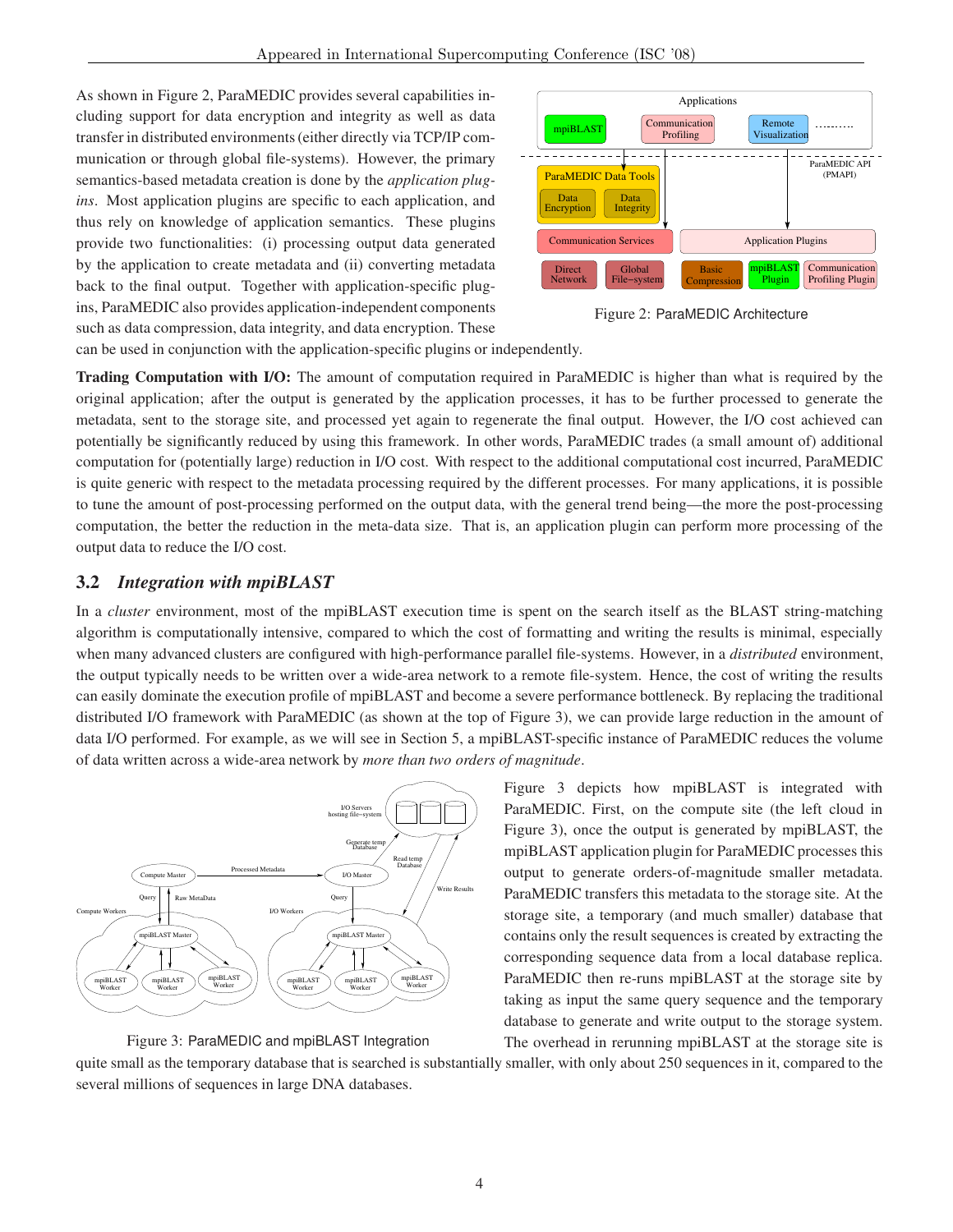As shown in Figure 2, ParaMEDIC provides several capabilities including support for data encryption and integrity as well as data transfer in distributed environments (either directly via TCP/IP communication or through global file-systems). However, the primary semantics-based metadata creation is done by the *application plugins*. Most application plugins are specific to each application, and thus rely on knowledge of application semantics. These plugins provide two functionalities: (i) processing output data generated by the application to create metadata and (ii) converting metadata back to the final output. Together with application-specific plugins, ParaMEDIC also provides application-independent components such as data compression, data integrity, and data encryption. These can be used in conjunction with the application-specific plugins or independently.

Figure 2: ParaMEDIC Architecture

**Trading Computation with I/O:** The amount of computation required in ParaMEDIC is higher than what is required by the original application; after the output is generated by the application processes, it has to be further processed to generate the metadata, sent to the storage site, and processed yet again to regenerate the final output. However, the I/O cost achieved can potentially be significantly reduced by using this framework. In other words, ParaMEDIC trades (a small amount of) additional computation for (potentially large) reduction in I/O cost. With respect to the additional computational cost incurred, ParaMEDIC is quite generic with respect to the metadata processing required by the different processes. For many applications, it is possible to tune the amount of post-processing performed on the output data, with the general trend being—the more the post-processing computation, the better the reduction in the meta-data size. That is, an application plugin can perform more processing of the output data to reduce the I/O cost.

## 3.2 *Integration with mpiBLAST*

In a *cluster* environment, most of the mpiBLAST execution time is spent on the search itself as the BLAST string-matching algorithm is computationally intensive, compared to which the cost of formatting and writing the results is minimal, especially when many advanced clusters are configured with high-performance parallel file-systems. However, in a *distributed* environment, the output typically needs to be written over a wide-area network to a remote file-system. Hence, the cost of writing the results can easily dominate the execution profile of mpiBLAST and become a severe performance bottleneck. By replacing the traditional distributed I/O framework with ParaMEDIC (as shown at the top of Figure 3), we can provide large reduction in the amount of data I/O performed. For example, as we will see in Section 5, a mpiBLAST-specific instance of ParaMEDIC reduces the volume of data written across a wide-area network by *more than two orders of magnitude*.

Figure 3: ParaMEDIC and mpiBLAST Integration

Figure 3 depicts how mpiBLAST is integrated with ParaMEDIC. First, on the compute site (the left cloud in Figure 3), once the output is generated by mpiBLAST, the mpiBLAST application plugin for ParaMEDIC processes this output to generate orders-of-magnitude smaller metadata. ParaMEDIC transfers this metadata to the storage site. At the storage site, a temporary (and much smaller) database that contains only the result sequences is created by extracting the corresponding sequence data from a local database replica. ParaMEDIC then re-runs mpiBLAST at the storage site by taking as input the same query sequence and the temporary database to generate and write output to the storage system. The overhead in rerunning mpiBLAST at the storage site is quite small as the temporary database that is searched is substantially smaller, with only about 250 sequences in it, compared to the several millions of sequences in large DNA databases.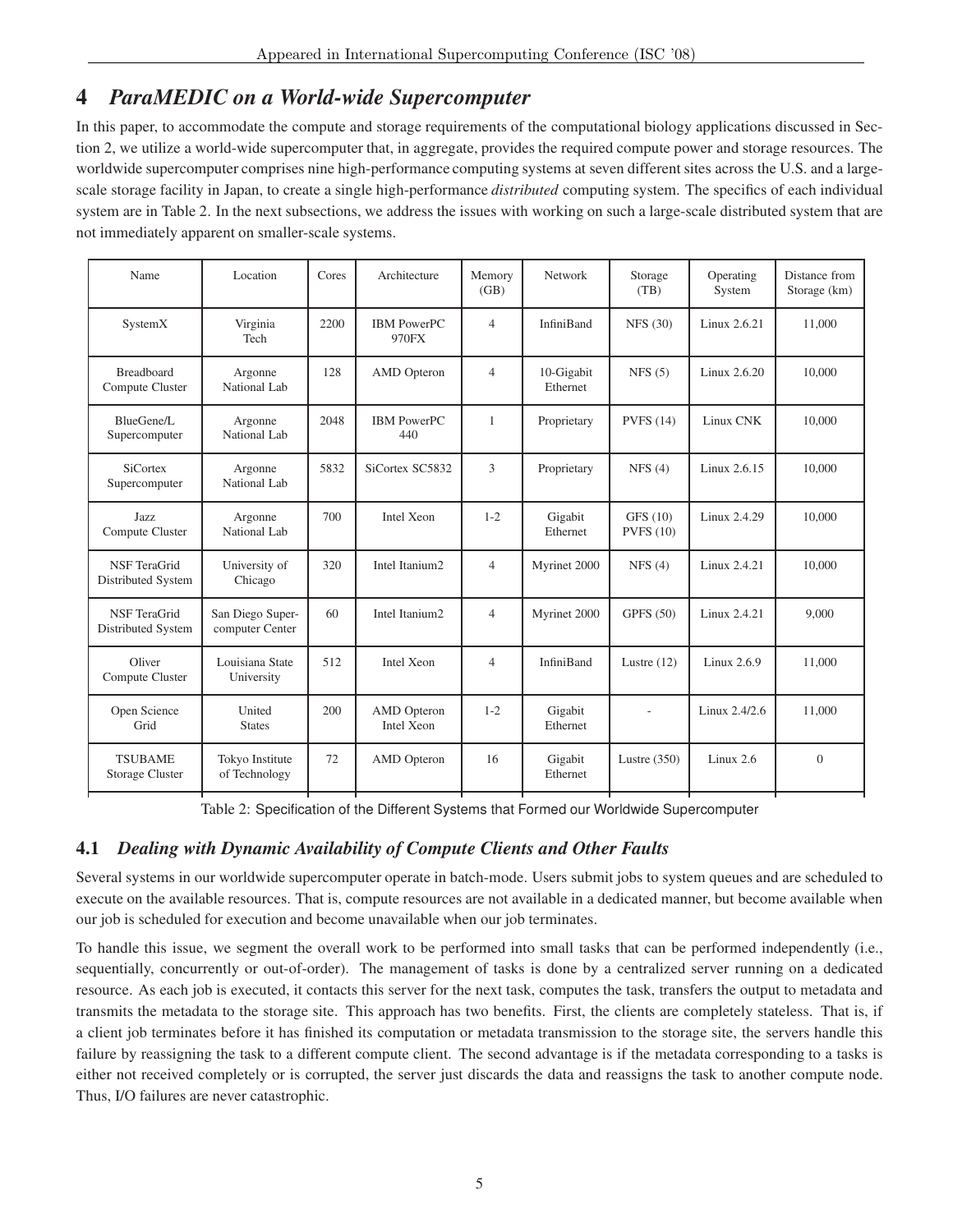## 4 *ParaMEDIC on a World-wide Supercomputer*

In this paper, to accommodate the compute and storage requirements of the computational biology applications discussed in Section 2, we utilize a world-wide supercomputer that, in aggregate, provides the required compute power and storage resources. The worldwide supercomputer comprises nine high-performance computing systems at seven different sites across the U.S. and a large-scale storage facility in Japan, to create a single high-performance *distributed* computing system. The specifics of each individual system are in Table 2. In the next subsections, we address the issues with working on such a large-scale distributed system that are not immediately apparent on smaller-scale systems.

| Name | Location | Cores | Architecture | Memory (GB) | Network | Storage (TB) | Operating System | Distance from Storage (km) |
|---|---|---|---|---|---|---|---|---|
| SystemX | Virginia Tech | 2200 | IBM PowerPC 970FX | 4 | InfiniBand | NFS (30) | Linux 2.6.21 | 11,000 |
| Breadboard Compute Cluster | Argonne National Lab | 128 | AMD Opteron | 4 | 10-Gigabit Ethernet | NFS (5) | Linux 2.6.20 | 10,000 |
| BlueGene/L Supercomputer | Argonne National Lab | 2048 | IBM PowerPC 440 | 1 | Proprietary | PVFS (14) | Linux CNK | 10,000 |
| SiCortex Supercomputer | Argonne National Lab | 5832 | SiCortex SC5832 | 3 | Proprietary | NFS (4) | Linux 2.6.15 | 10,000 |
| Jazz Compute Cluster | Argonne National Lab | 700 | Intel Xeon | 1-2 | Gigabit Ethernet | GFS (10) PVFS (10) | Linux 2.4.29 | 10,000 |
| NSF TeraGrid Distributed System | University of Chicago | 320 | Intel Itanium2 | 4 | Myrinet 2000 | NFS (4) | Linux 2.4.21 | 10,000 |
| NSF TeraGrid Distributed System | San Diego Supercomputer Center | 60 | Intel Itanium2 | 4 | Myrinet 2000 | GPFS (50) | Linux 2.4.21 | 9,000 |
| Oliver Compute Cluster | Louisiana State University | 512 | Intel Xeon | 4 | InfiniBand | Lustre (12) | Linux 2.6.9 | 11,000 |
| Open Science Grid | United States | 200 | AMD Opteron Intel Xeon | 1-2 | Gigabit Ethernet | - | Linux 2.4/2.6 | 11,000 |
| TSUBAME Storage Cluster | Tokyo Institute of Technology | 72 | AMD Opteron | 16 | Gigabit Ethernet | Lustre (350) | Linux 2.6 | 0 |

Table 2: Specification of the Different Systems that Formed our Worldwide Supercomputer

### 4.1 *Dealing with Dynamic Availability of Compute Clients and Other Faults*

Several systems in our worldwide supercomputer operate in batch-mode. Users submit jobs to system queues and are scheduled to execute on the available resources. That is, compute resources are not available in a dedicated manner, but become available when our job is scheduled for execution and become unavailable when our job terminates.

To handle this issue, we segment the overall work to be performed into small tasks that can be performed independently (i.e., sequentially, concurrently or out-of-order). The management of tasks is done by a centralized server running on a dedicated resource. As each job is executed, it contacts this server for the next task, computes the task, transfers the output to metadata and transmits the metadata to the storage site. This approach has two benefits. First, the clients are completely stateless. That is, if a client job terminates before it has finished its computation or metadata transmission to the storage site, the servers handle this failure by reassigning the task to a different compute client. The second advantage is if the metadata corresponding to a tasks is either not received completely or is corrupted, the server just discards the data and reassigns the task to another compute node. Thus, I/O failures are never catastrophic.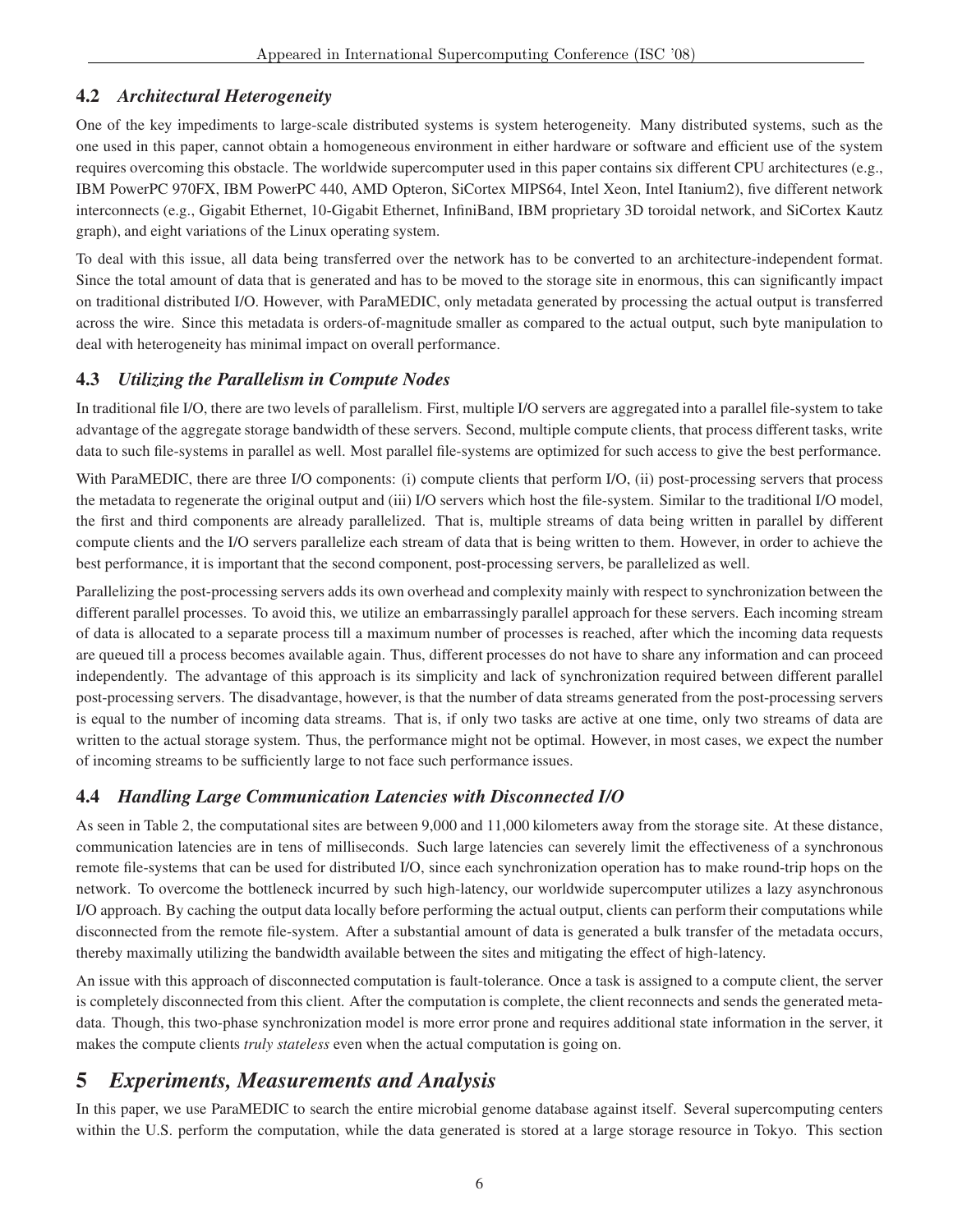### 4.2 *Architectural Heterogeneity*

One of the key impediments to large-scale distributed systems is system heterogeneity. Many distributed systems, such as the one used in this paper, cannot obtain a homogeneous environment in either hardware or software and efficient use of the system requires overcoming this obstacle. The worldwide supercomputer used in this paper contains six different CPU architectures (e.g., IBM PowerPC 970FX, IBM PowerPC 440, AMD Opteron, SiCortex MIPS64, Intel Xeon, Intel Itanium2), five different network interconnects (e.g., Gigabit Ethernet, 10-Gigabit Ethernet, InfiniBand, IBM proprietary 3D toroidal network, and SiCortex Kautz graph), and eight variations of the Linux operating system.

To deal with this issue, all data being transferred over the network has to be converted to an architecture-independent format. Since the total amount of data that is generated and has to be moved to the storage site in enormous, this can significantly impact on traditional distributed I/O. However, with ParaMEDIC, only metadata generated by processing the actual output is transferred across the wire. Since this metadata is orders-of-magnitude smaller as compared to the actual output, such byte manipulation to deal with heterogeneity has minimal impact on overall performance.

### 4.3 *Utilizing the Parallelism in Compute Nodes*

In traditional file I/O, there are two levels of parallelism. First, multiple I/O servers are aggregated into a parallel file-system to take advantage of the aggregate storage bandwidth of these servers. Second, multiple compute clients, that process different tasks, write data to such file-systems in parallel as well. Most parallel file-systems are optimized for such access to give the best performance.

With ParaMEDIC, there are three I/O components: (i) compute clients that perform I/O, (ii) post-processing servers that process the metadata to regenerate the original output and (iii) I/O servers which host the file-system. Similar to the traditional I/O model, the first and third components are already parallelized. That is, multiple streams of data being written in parallel by different compute clients and the I/O servers parallelize each stream of data that is being written to them. However, in order to achieve the best performance, it is important that the second component, post-processing servers, be parallelized as well.

Parallelizing the post-processing servers adds its own overhead and complexity mainly with respect to synchronization between the different parallel processes. To avoid this, we utilize an embarrassingly parallel approach for these servers. Each incoming stream of data is allocated to a separate process till a maximum number of processes is reached, after which the incoming data requests are queued till a process becomes available again. Thus, different processes do not have to share any information and can proceed independently. The advantage of this approach is its simplicity and lack of synchronization required between different parallel post-processing servers. The disadvantage, however, is that the number of data streams generated from the post-processing servers is equal to the number of incoming data streams. That is, if only two tasks are active at one time, only two streams of data are written to the actual storage system. Thus, the performance might not be optimal. However, in most cases, we expect the number of incoming streams to be sufficiently large to not face such performance issues.

### 4.4 *Handling Large Communication Latencies with Disconnected I/O*

As seen in Table 2, the computational sites are between 9,000 and 11,000 kilometers away from the storage site. At these distance, communication latencies are in tens of milliseconds. Such large latencies can severely limit the effectiveness of a synchronous remote file-systems that can be used for distributed I/O, since each synchronization operation has to make round-trip hops on the network. To overcome the bottleneck incurred by such high-latency, our worldwide supercomputer utilizes a lazy asynchronous I/O approach. By caching the output data locally before performing the actual output, clients can perform their computations while disconnected from the remote file-system. After a substantial amount of data is generated a bulk transfer of the metadata occurs, thereby maximally utilizing the bandwidth available between the sites and mitigating the effect of high-latency.

An issue with this approach of disconnected computation is fault-tolerance. Once a task is assigned to a compute client, the server is completely disconnected from this client. After the computation is complete, the client reconnects and sends the generated metadata. Though, this two-phase synchronization model is more error prone and requires additional state information in the server, it makes the compute clients *truly stateless* even when the actual computation is going on.

## 5 *Experiments, Measurements and Analysis*

In this paper, we use ParaMEDIC to search the entire microbial genome database against itself. Several supercomputing centers within the U.S. perform the computation, while the data generated is stored at a large storage resource in Tokyo. This section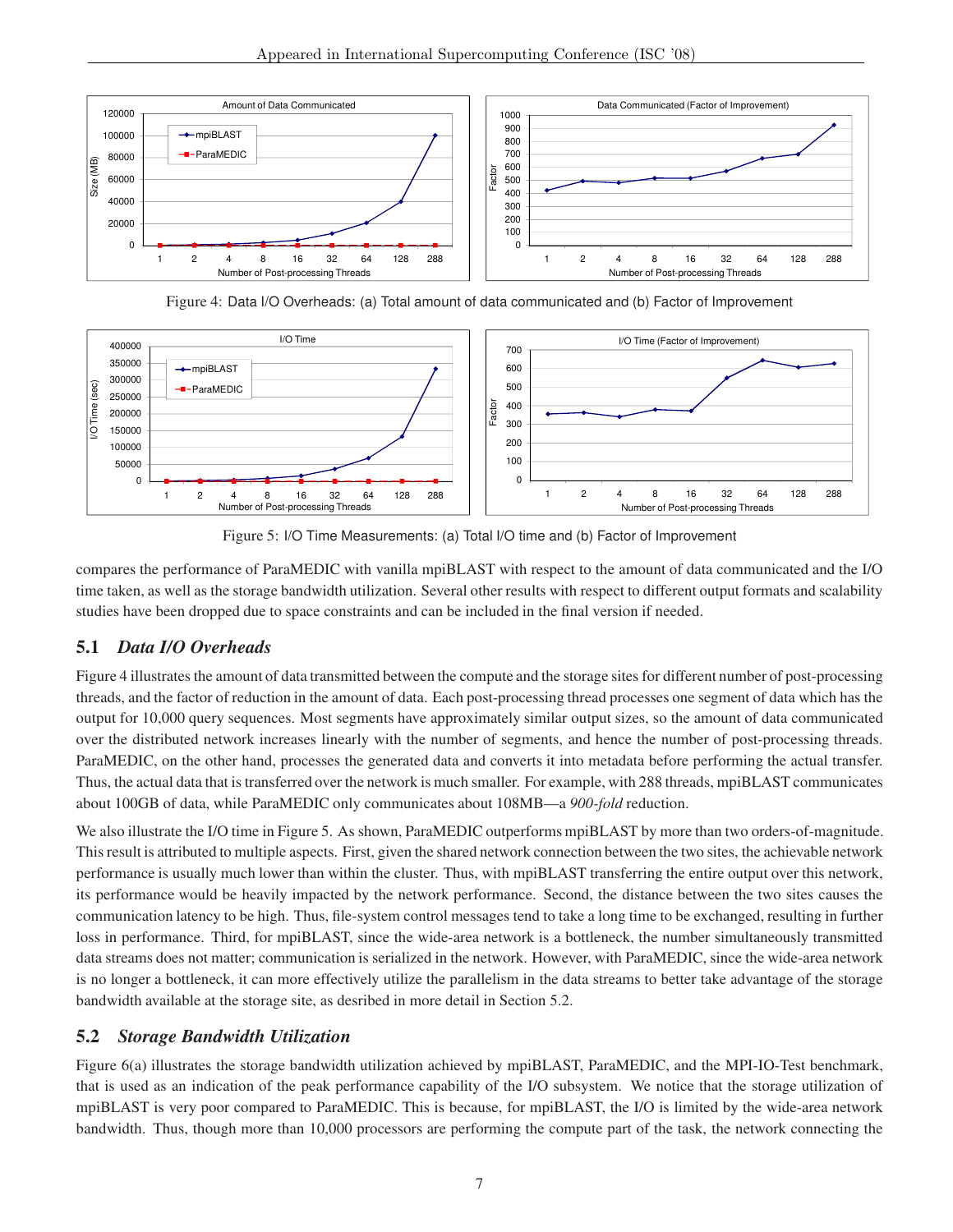Figure 4: Data I/O Overheads: (a) Total amount of data communicated and (b) Factor of Improvement

Figure 5: I/O Time Measurements: (a) Total I/O time and (b) Factor of Improvement

compares the performance of ParaMEDIC with vanilla mpiBLAST with respect to the amount of data communicated and the I/O time taken, as well as the storage bandwidth utilization. Several other results with respect to different output formats and scalability studies have been dropped due to space constraints and can be included in the final version if needed.

## 5.1 *Data I/O Overheads*

Figure 4 illustrates the amount of data transmitted between the compute and the storage sites for different number of post-processing threads, and the factor of reduction in the amount of data. Each post-processing thread processes one segment of data which has the output for 10,000 query sequences. Most segments have approximately similar output sizes, so the amount of data communicated over the distributed network increases linearly with the number of segments, and hence the number of post-processing threads. ParaMEDIC, on the other hand, processes the generated data and converts it into metadata before performing the actual transfer. Thus, the actual data that is transferred over the network is much smaller. For example, with 288 threads, mpiBLAST communicates about 100GB of data, while ParaMEDIC only communicates about 108MB—a *900-fold* reduction.

We also illustrate the I/O time in Figure 5. As shown, ParaMEDIC outperforms mpiBLAST by more than two orders-of-magnitude. This result is attributed to multiple aspects. First, given the shared network connection between the two sites, the achievable network performance is usually much lower than within the cluster. Thus, with mpiBLAST transferring the entire output over this network, its performance would be heavily impacted by the network performance. Second, the distance between the two sites causes the communication latency to be high. Thus, file-system control messages tend to take a long time to be exchanged, resulting in further loss in performance. Third, for mpiBLAST, since the wide-area network is a bottleneck, the number simultaneously transmitted data streams does not matter; communication is serialized in the network. However, with ParaMEDIC, since the wide-area network is no longer a bottleneck, it can more effectively utilize the parallelism in the data streams to better take advantage of the storage bandwidth available at the storage site, as desribed in more detail in Section 5.2.

## 5.2 *Storage Bandwidth Utilization*

Figure 6(a) illustrates the storage bandwidth utilization achieved by mpiBLAST, ParaMEDIC, and the MPI-IO-Test benchmark, that is used as an indication of the peak performance capability of the I/O subsystem. We notice that the storage utilization of mpiBLAST is very poor compared to ParaMEDIC. This is because, for mpiBLAST, the I/O is limited by the wide-area network bandwidth. Thus, though more than 10,000 processors are performing the compute part of the task, the network connecting the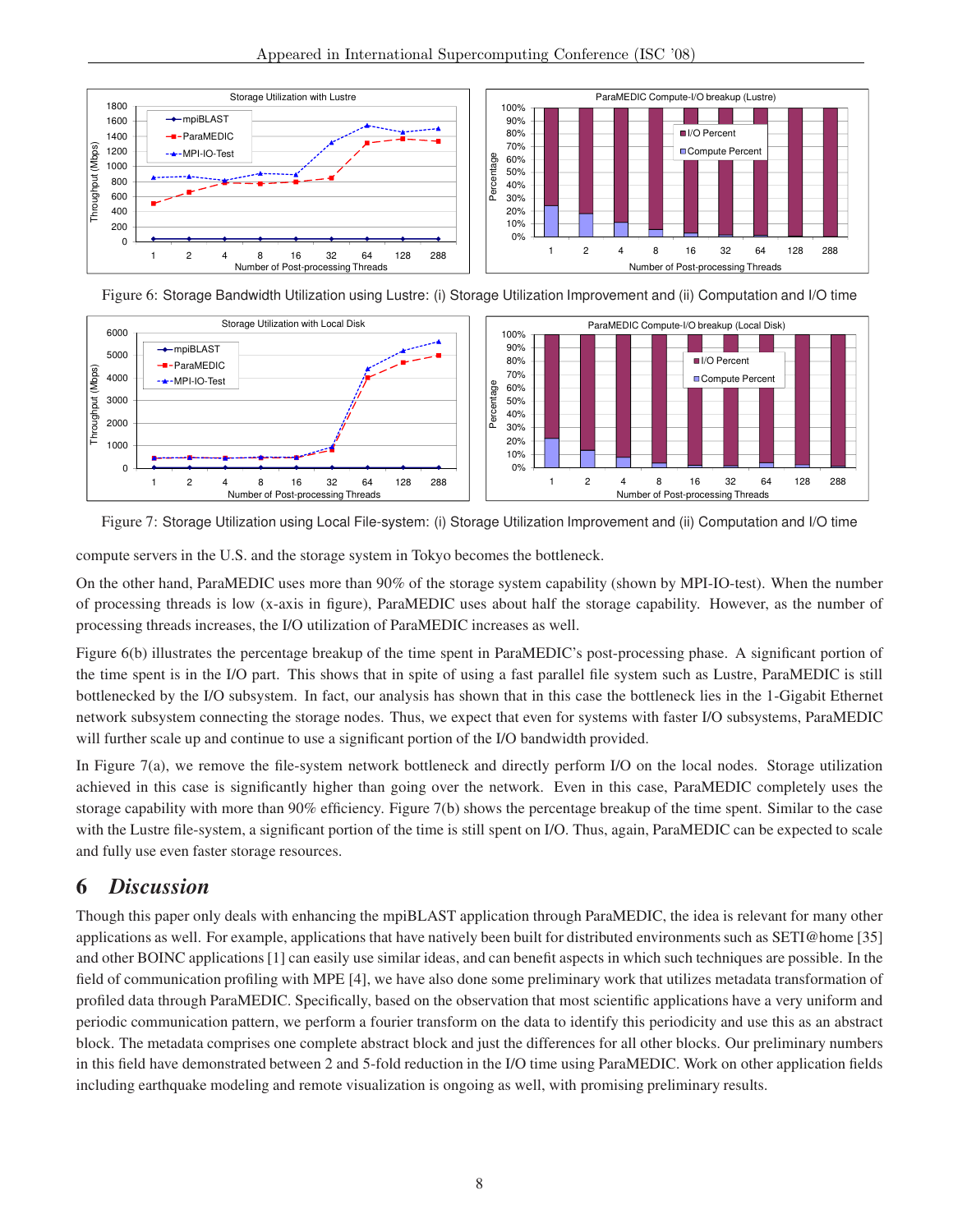Figure 6: Storage Bandwidth Utilization using Lustre: (i) Storage Utilization Improvement and (ii) Computation and I/O time

Figure 7: Storage Utilization using Local File-system: (i) Storage Utilization Improvement and (ii) Computation and I/O time

compute servers in the U.S. and the storage system in Tokyo becomes the bottleneck.

On the other hand, ParaMEDIC uses more than 90% of the storage system capability (shown by MPI-IO-test). When the number of processing threads is low (x-axis in figure), ParaMEDIC uses about half the storage capability. However, as the number of processing threads increases, the I/O utilization of ParaMEDIC increases as well.

Figure 6(b) illustrates the percentage breakup of the time spent in ParaMEDIC's post-processing phase. A significant portion of the time spent is in the I/O part. This shows that in spite of using a fast parallel file system such as Lustre, ParaMEDIC is still bottlenecked by the I/O subsystem. In fact, our analysis has shown that in this case the bottleneck lies in the 1-Gigabit Ethernet network subsystem connecting the storage nodes. Thus, we expect that even for systems with faster I/O subsystems, ParaMEDIC will further scale up and continue to use a significant portion of the I/O bandwidth provided.

In Figure 7(a), we remove the file-system network bottleneck and directly perform I/O on the local nodes. Storage utilization achieved in this case is significantly higher than going over the network. Even in this case, ParaMEDIC completely uses the storage capability with more than 90% efficiency. Figure 7(b) shows the percentage breakup of the time spent. Similar to the case with the Lustre file-system, a significant portion of the time is still spent on I/O. Thus, again, ParaMEDIC can be expected to scale and fully use even faster storage resources.

## 6 *Discussion*

Though this paper only deals with enhancing the mpiBLAST application through ParaMEDIC, the idea is relevant for many other applications as well. For example, applications that have natively been built for distributed environments such as SETI@home [35] and other BOINC applications [1] can easily use similar ideas, and can benefit aspects in which such techniques are possible. In the field of communication profiling with MPE [4], we have also done some preliminary work that utilizes metadata transformation of profiled data through ParaMEDIC. Specifically, based on the observation that most scientific applications have a very uniform and periodic communication pattern, we perform a fourier transform on the data to identify this periodicity and use this as an abstract block. The metadata comprises one complete abstract block and just the differences for all other blocks. Our preliminary numbers in this field have demonstrated between 2 and 5-fold reduction in the I/O time using ParaMEDIC. Work on other application fields including earthquake modeling and remote visualization is ongoing as well, with promising preliminary results.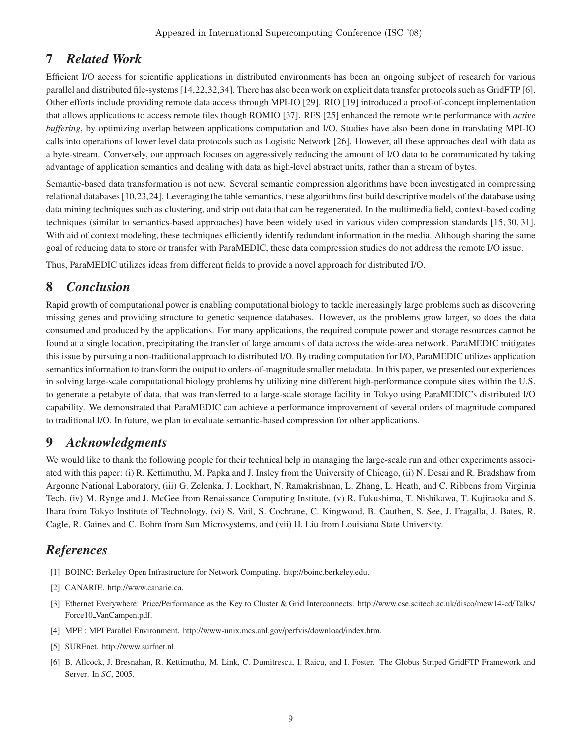## 7 *Related Work*

Efficient I/O access for scientific applications in distributed environments has been an ongoing subject of research for various parallel and distributed file-systems [14,22,32,34]. There has also been work on explicit data transfer protocols such as GridFTP [6]. Other efforts include providing remote data access through MPI-IO [29]. RIO [19] introduced a proof-of-concept implementation that allows applications to access remote files though ROMIO [37]. RFS [25] enhanced the remote write performance with *active buffering*, by optimizing overlap between applications computation and I/O. Studies have also been done in translating MPI-IO calls into operations of lower level data protocols such as Logistic Network [26]. However, all these approaches deal with data as a byte-stream. Conversely, our approach focuses on aggressively reducing the amount of I/O data to be communicated by taking advantage of application semantics and dealing with data as high-level abstract units, rather than a stream of bytes.

Semantic-based data transformation is not new. Several semantic compression algorithms have been investigated in compressing relational databases [10,23,24]. Leveraging the table semantics, these algorithms first build descriptive models of the database using data mining techniques such as clustering, and strip out data that can be regenerated. In the multimedia field, context-based coding techniques (similar to semantics-based approaches) have been widely used in various video compression standards [15, 30, 31]. With aid of context modeling, these techniques efficiently identify redundant information in the media. Although sharing the same goal of reducing data to store or transfer with ParaMEDIC, these data compression studies do not address the remote I/O issue.

Thus, ParaMEDIC utilizes ideas from different fields to provide a novel approach for distributed I/O.

## 8 *Conclusion*

Rapid growth of computational power is enabling computational biology to tackle increasingly large problems such as discovering missing genes and providing structure to genetic sequence databases. However, as the problems grow larger, so does the data consumed and produced by the applications. For many applications, the required compute power and storage resources cannot be found at a single location, precipitating the transfer of large amounts of data across the wide-area network. ParaMEDIC mitigates this issue by pursuing a non-traditional approach to distributed I/O. By trading computation for I/O, ParaMEDIC utilizes application semantics information to transform the output to orders-of-magnitude smaller metadata. In this paper, we presented our experiences in solving large-scale computational biology problems by utilizing nine different high-performance compute sites within the U.S. to generate a petabyte of data, that was transferred to a large-scale storage facility in Tokyo using ParaMEDIC's distributed I/O capability. We demonstrated that ParaMEDIC can achieve a performance improvement of several orders of magnitude compared to traditional I/O. In future, we plan to evaluate semantic-based compression for other applications.

## 9 *Acknowledgments*

We would like to thank the following people for their technical help in managing the large-scale run and other experiments associated with this paper: (i) R. Kettimuthu, M. Papka and J. Insley from the University of Chicago, (ii) N. Desai and R. Bradshaw from Argonne National Laboratory, (iii) G. Zelenka, J. Lockhart, N. Ramakrishnan, L. Zhang, L. Heath, and C. Ribbens from Virginia Tech, (iv) M. Rynge and J. McGee from Renaissance Computing Institute, (v) R. Fukushima, T. Nishikawa, T. Kujiraoka and S. Ihara from Tokyo Institute of Technology, (vi) S. Vail, S. Cochrane, C. Kingwood, B. Cauthen, S. See, J. Fragalla, J. Bates, R. Cagle, R. Gaines and C. Bohm from Sun Microsystems, and (vii) H. Liu from Louisiana State University.

## *References*

[1] BOINC: Berkeley Open Infrastructure for Network Computing. http://boinc.berkeley.edu.

[2] CANARIE. http://www.canarie.ca.

[3] Ethernet Everywhere: Price/Performance as the Key to Cluster & Grid Interconnects. http://www.cse.scitech.ac.uk/disco/mew14-cd/Talks/Force10_VanCampen.pdf.

[4] MPE : MPI Parallel Environment. http://www-unix.mcs.anl.gov/perfvis/download/index.htm.

[5] SURFnet. http://www.surfnet.nl.

[6] B. Allcock, J. Bresnahan, R. Kettimuthu, M. Link, C. Dumitrescu, I. Raicu, and I. Foster. The Globus Striped GridFTP Framework and Server. In *SC*, 2005.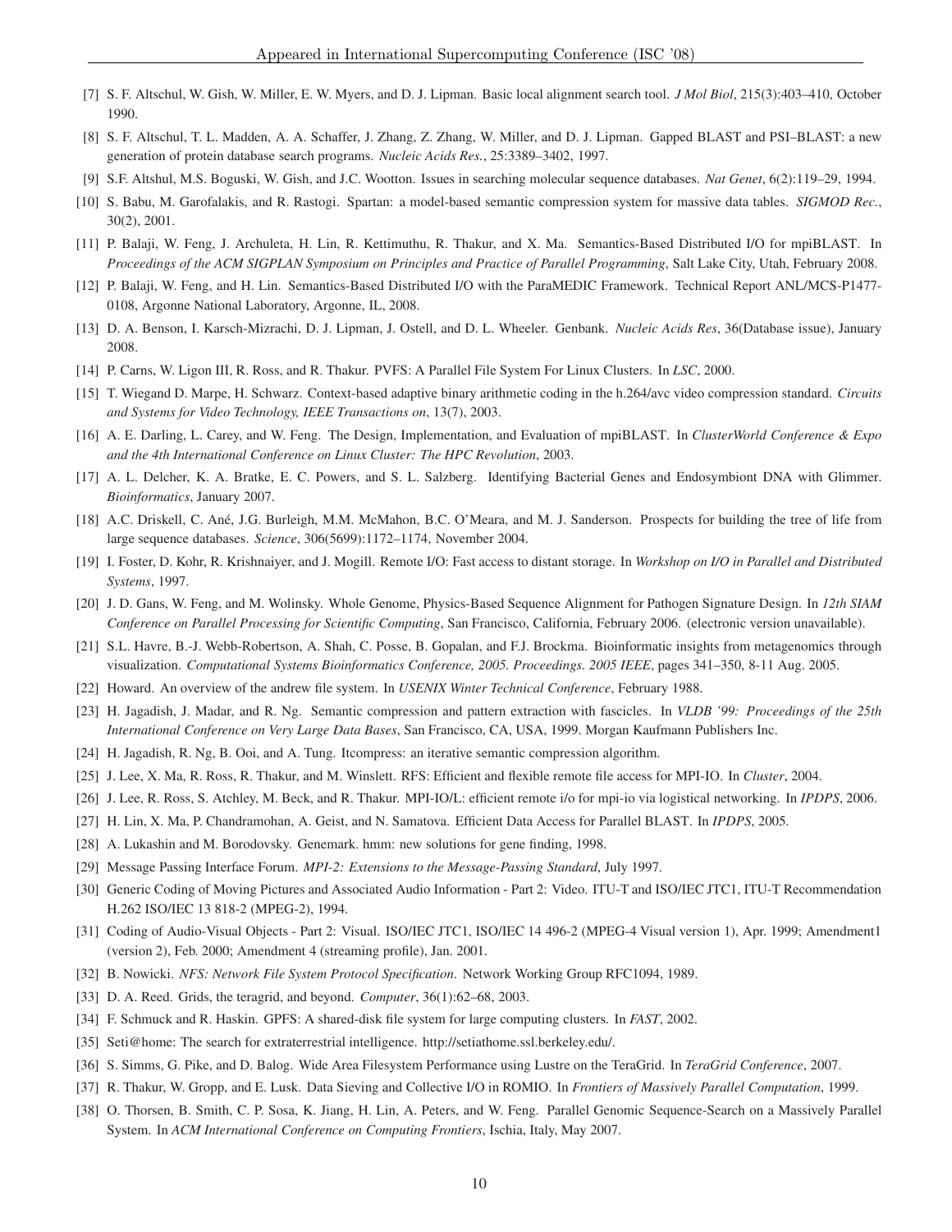[7] S. F. Altschul, W. Gish, W. Miller, E. W. Myers, and D. J. Lipman. Basic local alignment search tool. *J Mol Biol*, 215(3):403–410, October 1990.

[8] S. F. Altschul, T. L. Madden, A. A. Schaffer, J. Zhang, Z. Zhang, W. Miller, and D. J. Lipman. Gapped BLAST and PSI–BLAST: a new generation of protein database search programs. *Nucleic Acids Res.*, 25:3389–3402, 1997.

[9] S.F. Altshul, M.S. Boguski, W. Gish, and J.C. Wootton. Issues in searching molecular sequence databases. *Nat Genet*, 6(2):119–29, 1994.

[10] S. Babu, M. Garofalakis, and R. Rastogi. Spartan: a model-based semantic compression system for massive data tables. *SIGMOD Rec.*, 30(2), 2001.

[11] P. Balaji, W. Feng, J. Archuleta, H. Lin, R. Kettimuthu, R. Thakur, and X. Ma. Semantics-Based Distributed I/O for mpiBLAST. In *Proceedings of the ACM SIGPLAN Symposium on Principles and Practice of Parallel Programming*, Salt Lake City, Utah, February 2008.

[12] P. Balaji, W. Feng, and H. Lin. Semantics-Based Distributed I/O with the ParaMEDIC Framework. Technical Report ANL/MCS-P1477-0108, Argonne National Laboratory, Argonne, IL, 2008.

[13] D. A. Benson, I. Karsch-Mizrachi, D. J. Lipman, J. Ostell, and D. L. Wheeler. Genbank. *Nucleic Acids Res*, 36(Database issue), January 2008.

[14] P. Carns, W. Ligon III, R. Ross, and R. Thakur. PVFS: A Parallel File System For Linux Clusters. In *LSC*, 2000.

[15] T. Wiegand D. Marpe, H. Schwarz. Context-based adaptive binary arithmetic coding in the h.264/avc video compression standard. *Circuits and Systems for Video Technology, IEEE Transactions on*, 13(7), 2003.

[16] A. E. Darling, L. Carey, and W. Feng. The Design, Implementation, and Evaluation of mpiBLAST. In *ClusterWorld Conference & Expo and the 4th International Conference on Linux Cluster: The HPC Revolution*, 2003.

[17] A. L. Delcher, K. A. Bratke, E. C. Powers, and S. L. Salzberg. Identifying Bacterial Genes and Endosymbiont DNA with Glimmer. *Bioinformatics*, January 2007.

[18] A.C. Driskell, C. Ané, J.G. Burleigh, M.M. McMahon, B.C. O'Meara, and M. J. Sanderson. Prospects for building the tree of life from large sequence databases. *Science*, 306(5699):1172–1174, November 2004.

[19] I. Foster, D. Kohr, R. Krishnaiyer, and J. Mogill. Remote I/O: Fast access to distant storage. In *Workshop on I/O in Parallel and Distributed Systems*, 1997.

[20] J. D. Gans, W. Feng, and M. Wolinsky. Whole Genome, Physics-Based Sequence Alignment for Pathogen Signature Design. In *12th SIAM Conference on Parallel Processing for Scientific Computing*, San Francisco, California, February 2006. (electronic version unavailable).

[21] S.L. Havre, B.-J. Webb-Robertson, A. Shah, C. Posse, B. Gopalan, and F.J. Brockma. Bioinformatic insights from metagenomics through visualization. *Computational Systems Bioinformatics Conference, 2005. Proceedings. 2005 IEEE*, pages 341–350, 8-11 Aug. 2005.

[22] Howard. An overview of the andrew file system. In *USENIX Winter Technical Conference*, February 1988.

[23] H. Jagadish, J. Madar, and R. Ng. Semantic compression and pattern extraction with fascicles. In *VLDB '99: Proceedings of the 25th International Conference on Very Large Data Bases*, San Francisco, CA, USA, 1999. Morgan Kaufmann Publishers Inc.

[24] H. Jagadish, R. Ng, B. Ooi, and A. Tung. Itcompress: an iterative semantic compression algorithm.

[25] J. Lee, X. Ma, R. Ross, R. Thakur, and M. Winslett. RFS: Efficient and flexible remote file access for MPI-IO. In *Cluster*, 2004.

[26] J. Lee, R. Ross, S. Atchley, M. Beck, and R. Thakur. MPI-IO/L: efficient remote i/o for mpi-io via logistical networking. In *IPDPS*, 2006.

[27] H. Lin, X. Ma, P. Chandramohan, A. Geist, and N. Samatova. Efficient Data Access for Parallel BLAST. In *IPDPS*, 2005.

[28] A. Lukashin and M. Borodovsky. Genemark. hmm: new solutions for gene finding, 1998.

[29] Message Passing Interface Forum. *MPI-2: Extensions to the Message-Passing Standard*, July 1997.

[30] Generic Coding of Moving Pictures and Associated Audio Information - Part 2: Video. ITU-T and ISO/IEC JTC1, ITU-T Recommendation H.262 ISO/IEC 13 818-2 (MPEG-2), 1994.

[31] Coding of Audio-Visual Objects - Part 2: Visual. ISO/IEC JTC1, ISO/IEC 14 496-2 (MPEG-4 Visual version 1), Apr. 1999; Amendment1 (version 2), Feb. 2000; Amendment 4 (streaming profile), Jan. 2001.

[32] B. Nowicki. *NFS: Network File System Protocol Specification*. Network Working Group RFC1094, 1989.

[33] D. A. Reed. Grids, the teragrid, and beyond. *Computer*, 36(1):62–68, 2003.

[34] F. Schmuck and R. Haskin. GPFS: A shared-disk file system for large computing clusters. In *FAST*, 2002.

[35] Seti@home: The search for extraterrestrial intelligence. http://setiathome.ssl.berkeley.edu/.

[36] S. Simms, G. Pike, and D. Balog. Wide Area Filesystem Performance using Lustre on the TeraGrid. In *TeraGrid Conference*, 2007.

[37] R. Thakur, W. Gropp, and E. Lusk. Data Sieving and Collective I/O in ROMIO. In *Frontiers of Massively Parallel Computation*, 1999.

[38] O. Thorsen, B. Smith, C. P. Sosa, K. Jiang, H. Lin, A. Peters, and W. Feng. Parallel Genomic Sequence-Search on a Massively Parallel System. In *ACM International Conference on Computing Frontiers*, Ischia, Italy, May 2007.